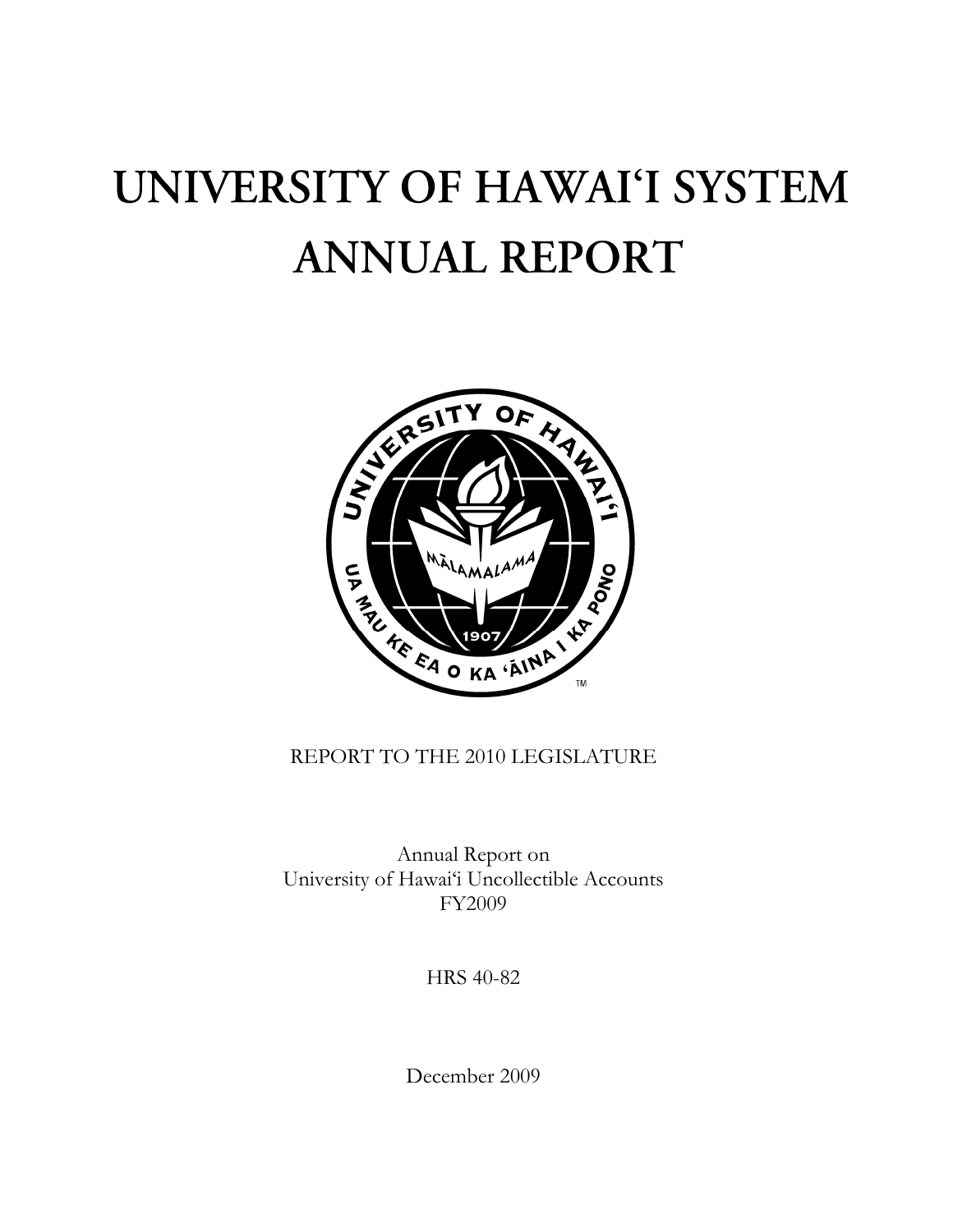# UNIVERSITY OF HAWAI'I SYSTEM ANNUAL REPORT

REPORT TO THE 2010 LEGISLATURE

Annual Report on
University of Hawai'i Uncollectible Accounts
FY2009

HRS 40-82

December 2009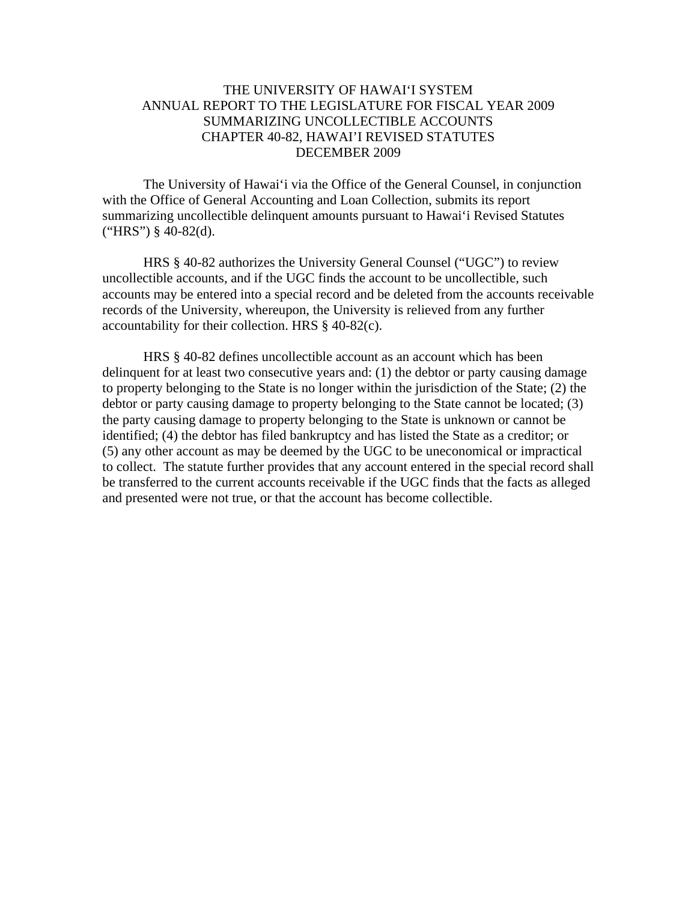# THE UNIVERSITY OF HAWAI‘I SYSTEM
# ANNUAL REPORT TO THE LEGISLATURE FOR FISCAL YEAR 2009
# SUMMARIZING UNCOLLECTIBLE ACCOUNTS
# CHAPTER 40-82, HAWAI’I REVISED STATUTES
# DECEMBER 2009

The University of Hawai‘i via the Office of the General Counsel, in conjunction with the Office of General Accounting and Loan Collection, submits its report summarizing uncollectible delinquent amounts pursuant to Hawai‘i Revised Statutes (“HRS”) § 40-82(d).

HRS § 40-82 authorizes the University General Counsel (“UGC”) to review uncollectible accounts, and if the UGC finds the account to be uncollectible, such accounts may be entered into a special record and be deleted from the accounts receivable records of the University, whereupon, the University is relieved from any further accountability for their collection. HRS § 40-82(c).

HRS § 40-82 defines uncollectible account as an account which has been delinquent for at least two consecutive years and: (1) the debtor or party causing damage to property belonging to the State is no longer within the jurisdiction of the State; (2) the debtor or party causing damage to property belonging to the State cannot be located; (3) the party causing damage to property belonging to the State is unknown or cannot be identified; (4) the debtor has filed bankruptcy and has listed the State as a creditor; or (5) any other account as may be deemed by the UGC to be uneconomical or impractical to collect. The statute further provides that any account entered in the special record shall be transferred to the current accounts receivable if the UGC finds that the facts as alleged and presented were not true, or that the account has become collectible.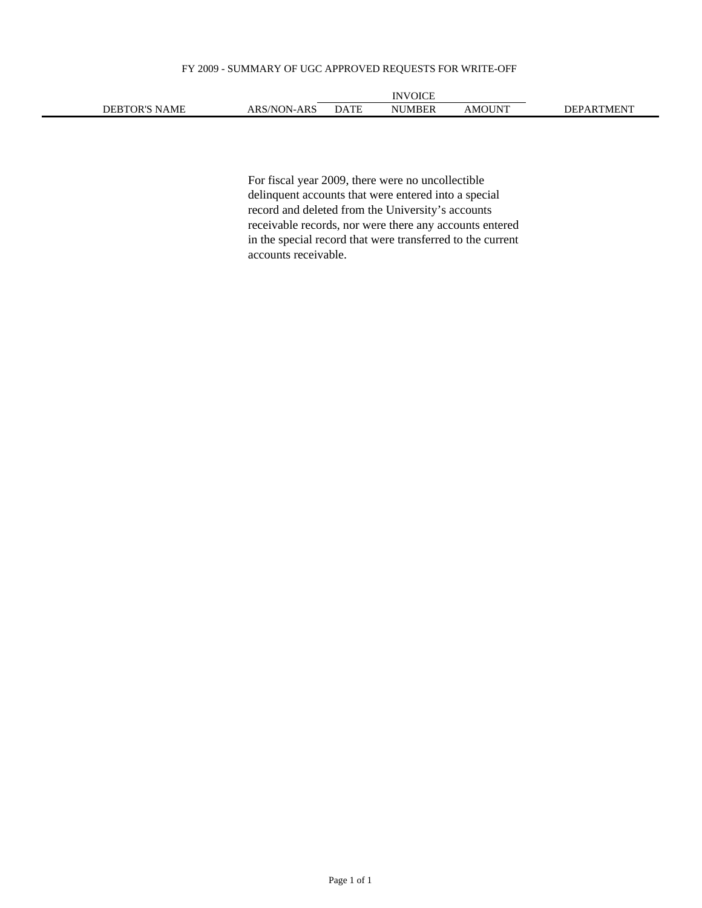# FY 2009 - SUMMARY OF UGC APPROVED REQUESTS FOR WRITE-OFF

| DEBTOR'S NAME | ARS/NON-ARS | INVOICE DATE | INVOICE NUMBER | INVOICE AMOUNT | DEPARTMENT |
|---|---|---|---|---|---|

For fiscal year 2009, there were no uncollectible delinquent accounts that were entered into a special record and deleted from the University's accounts receivable records, nor were there any accounts entered in the special record that were transferred to the current accounts receivable.